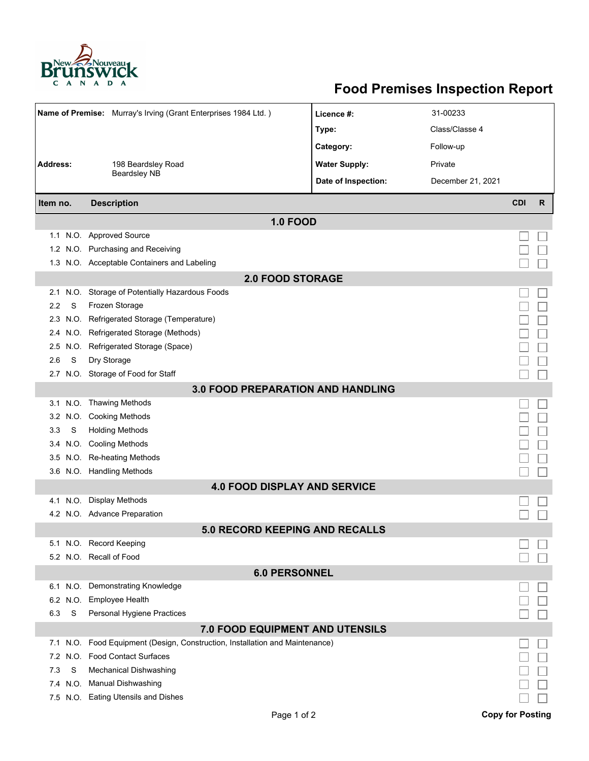# Food Premises Inspection Report

| Name of Premise: Murray's Irving (Grant Enterprises 1984 Ltd. ) | Licence #: | 31-00233 |
|---|---|---|
| | Type: | Class/Classe 4 |
| | Category: | Follow-up |
| Address: 198 Beardsley Road Beardsley NB | Water Supply: | Private |
| | Date of Inspection: | December 21, 2021 |

| Item no. | | Description | CDI | R |
|---|---|---|---|---|
| **1.0 FOOD** | | | | |
| 1.1 | N.O. | Approved Source | ☐ | ☐ |
| 1.2 | N.O. | Purchasing and Receiving | ☐ | ☐ |
| 1.3 | N.O. | Acceptable Containers and Labeling | ☐ | ☐ |
| **2.0 FOOD STORAGE** | | | | |
| 2.1 | N.O. | Storage of Potentially Hazardous Foods | ☐ | ☐ |
| 2.2 | S | Frozen Storage | ☐ | ☐ |
| 2.3 | N.O. | Refrigerated Storage (Temperature) | ☐ | ☐ |
| 2.4 | N.O. | Refrigerated Storage (Methods) | ☐ | ☐ |
| 2.5 | N.O. | Refrigerated Storage (Space) | ☐ | ☐ |
| 2.6 | S | Dry Storage | ☐ | ☐ |
| 2.7 | N.O. | Storage of Food for Staff | ☐ | ☐ |
| **3.0 FOOD PREPARATION AND HANDLING** | | | | |
| 3.1 | N.O. | Thawing Methods | ☐ | ☐ |
| 3.2 | N.O. | Cooking Methods | ☐ | ☐ |
| 3.3 | S | Holding Methods | ☐ | ☐ |
| 3.4 | N.O. | Cooling Methods | ☐ | ☐ |
| 3.5 | N.O. | Re-heating Methods | ☐ | ☐ |
| 3.6 | N.O. | Handling Methods | ☐ | ☐ |
| **4.0 FOOD DISPLAY AND SERVICE** | | | | |
| 4.1 | N.O. | Display Methods | ☐ | ☐ |
| 4.2 | N.O. | Advance Preparation | ☐ | ☐ |
| **5.0 RECORD KEEPING AND RECALLS** | | | | |
| 5.1 | N.O. | Record Keeping | ☐ | ☐ |
| 5.2 | N.O. | Recall of Food | ☐ | ☐ |
| **6.0 PERSONNEL** | | | | |
| 6.1 | N.O. | Demonstrating Knowledge | ☐ | ☐ |
| 6.2 | N.O. | Employee Health | ☐ | ☐ |
| 6.3 | S | Personal Hygiene Practices | ☐ | ☐ |
| **7.0 FOOD EQUIPMENT AND UTENSILS** | | | | |
| 7.1 | N.O. | Food Equipment (Design, Construction, Installation and Maintenance) | ☐ | ☐ |
| 7.2 | N.O. | Food Contact Surfaces | ☐ | ☐ |
| 7.3 | S | Mechanical Dishwashing | ☐ | ☐ |
| 7.4 | N.O. | Manual Dishwashing | ☐ | ☐ |
| 7.5 | N.O. | Eating Utensils and Dishes | ☐ | ☐ |

**Copy for Posting**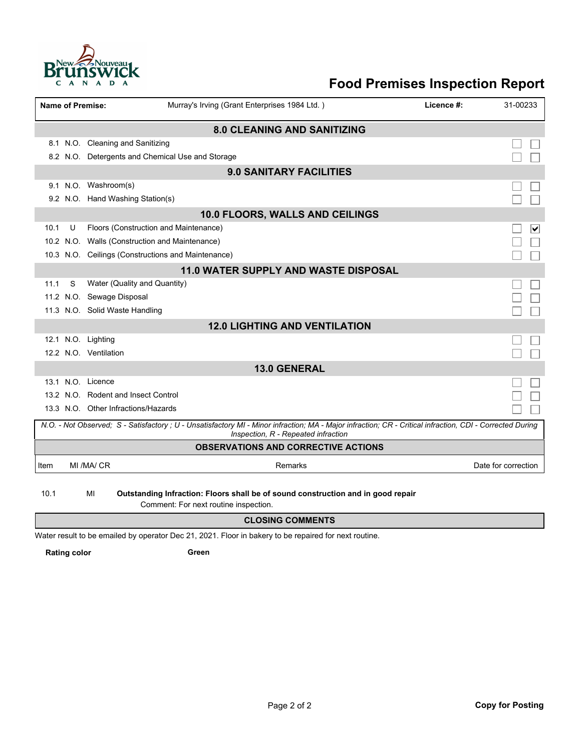# Food Premises Inspection Report

| Name of Premise: | Murray's Irving (Grant Enterprises 1984 Ltd. ) | Licence #: | 31-00233 |
|---|---|---|---|

## 8.0 CLEANING AND SANITIZING

| | | | | |
|---|---|---|---|---|
| 8.1 | N.O. | Cleaning and Sanitizing | ☐ | ☐ |
| 8.2 | N.O. | Detergents and Chemical Use and Storage | ☐ | ☐ |

## 9.0 SANITARY FACILITIES

| | | | | |
|---|---|---|---|---|
| 9.1 | N.O. | Washroom(s) | ☐ | ☐ |
| 9.2 | N.O. | Hand Washing Station(s) | ☐ | ☐ |

## 10.0 FLOORS, WALLS AND CEILINGS

| | | | | |
|---|---|---|---|---|
| 10.1 | U | Floors (Construction and Maintenance) | ☐ | ☑ |
| 10.2 | N.O. | Walls (Construction and Maintenance) | ☐ | ☐ |
| 10.3 | N.O. | Ceilings (Constructions and Maintenance) | ☐ | ☐ |

## 11.0 WATER SUPPLY AND WASTE DISPOSAL

| | | | | |
|---|---|---|---|---|
| 11.1 | S | Water (Quality and Quantity) | ☐ | ☐ |
| 11.2 | N.O. | Sewage Disposal | ☐ | ☐ |
| 11.3 | N.O. | Solid Waste Handling | ☐ | ☐ |

## 12.0 LIGHTING AND VENTILATION

| | | | | |
|---|---|---|---|---|
| 12.1 | N.O. | Lighting | ☐ | ☐ |
| 12.2 | N.O. | Ventilation | ☐ | ☐ |

## 13.0 GENERAL

| | | | | |
|---|---|---|---|---|
| 13.1 | N.O. | Licence | ☐ | ☐ |
| 13.2 | N.O. | Rodent and Insect Control | ☐ | ☐ |
| 13.3 | N.O. | Other Infractions/Hazards | ☐ | ☐ |

*N.O. - Not Observed; S - Satisfactory ; U - Unsatisfactory MI - Minor infraction; MA - Major infraction; CR - Critical infraction, CDI - Corrected During Inspection, R - Repeated infraction*

## OBSERVATIONS AND CORRECTIVE ACTIONS

| Item | MI /MA/ CR | Remarks | Date for correction |
|---|---|---|---|
| 10.1 | MI | **Outstanding Infraction: Floors shall be of sound construction and in good repair**<br>Comment: For next routine inspection. | |

## CLOSING COMMENTS

Water result to be emailed by operator Dec 21, 2021. Floor in bakery to be repaired for next routine.

**Rating color** **Green**

**Copy for Posting**